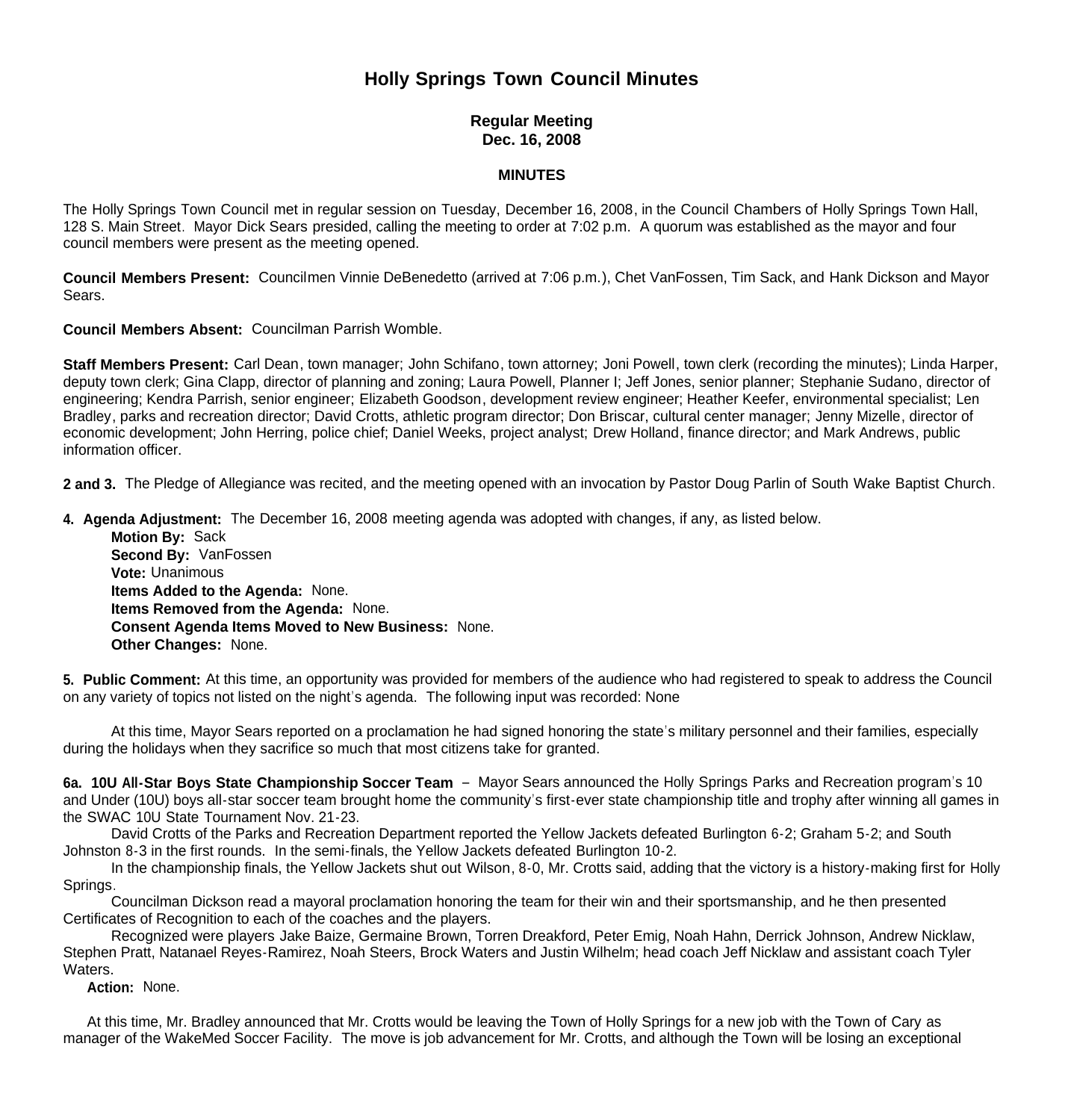# Holly Springs Town Council Minutes

### Regular Meeting
### Dec. 16, 2008

### MINUTES

The Holly Springs Town Council met in regular session on Tuesday, December 16, 2008, in the Council Chambers of Holly Springs Town Hall, 128 S. Main Street. Mayor Dick Sears presided, calling the meeting to order at 7:02 p.m. A quorum was established as the mayor and four council members were present as the meeting opened.

**Council Members Present:** Councilmen Vinnie DeBenedetto (arrived at 7:06 p.m.), Chet VanFossen, Tim Sack, and Hank Dickson and Mayor Sears.

**Council Members Absent:** Councilman Parrish Womble.

**Staff Members Present:** Carl Dean, town manager; John Schifano, town attorney; Joni Powell, town clerk (recording the minutes); Linda Harper, deputy town clerk; Gina Clapp, director of planning and zoning; Laura Powell, Planner I; Jeff Jones, senior planner; Stephanie Sudano, director of engineering; Kendra Parrish, senior engineer; Elizabeth Goodson, development review engineer; Heather Keefer, environmental specialist; Len Bradley, parks and recreation director; David Crotts, athletic program director; Don Briscar, cultural center manager; Jenny Mizelle, director of economic development; John Herring, police chief; Daniel Weeks, project analyst; Drew Holland, finance director; and Mark Andrews, public information officer.

**2 and 3.** The Pledge of Allegiance was recited, and the meeting opened with an invocation by Pastor Doug Parlin of South Wake Baptist Church.

**4. Agenda Adjustment:** The December 16, 2008 meeting agenda was adopted with changes, if any, as listed below.

**Motion By:** Sack
**Second By:** VanFossen
**Vote:** Unanimous
**Items Added to the Agenda:** None.
**Items Removed from the Agenda:** None.
**Consent Agenda Items Moved to New Business:** None.
**Other Changes:** None.

**5. Public Comment:** At this time, an opportunity was provided for members of the audience who had registered to speak to address the Council on any variety of topics not listed on the night's agenda. The following input was recorded: None

At this time, Mayor Sears reported on a proclamation he had signed honoring the state's military personnel and their families, especially during the holidays when they sacrifice so much that most citizens take for granted.

**6a. 10U All-Star Boys State Championship Soccer Team** – Mayor Sears announced the Holly Springs Parks and Recreation program's 10 and Under (10U) boys all-star soccer team brought home the community's first-ever state championship title and trophy after winning all games in the SWAC 10U State Tournament Nov. 21-23.

David Crotts of the Parks and Recreation Department reported the Yellow Jackets defeated Burlington 6-2; Graham 5-2; and South Johnston 8-3 in the first rounds. In the semi-finals, the Yellow Jackets defeated Burlington 10-2.

In the championship finals, the Yellow Jackets shut out Wilson, 8-0, Mr. Crotts said, adding that the victory is a history-making first for Holly Springs.

Councilman Dickson read a mayoral proclamation honoring the team for their win and their sportsmanship, and he then presented Certificates of Recognition to each of the coaches and the players.

Recognized were players Jake Baize, Germaine Brown, Torren Dreakford, Peter Emig, Noah Hahn, Derrick Johnson, Andrew Nicklaw, Stephen Pratt, Natanael Reyes-Ramirez, Noah Steers, Brock Waters and Justin Wilhelm; head coach Jeff Nicklaw and assistant coach Tyler Waters.

**Action:** None.

At this time, Mr. Bradley announced that Mr. Crotts would be leaving the Town of Holly Springs for a new job with the Town of Cary as manager of the WakeMed Soccer Facility. The move is job advancement for Mr. Crotts, and although the Town will be losing an exceptional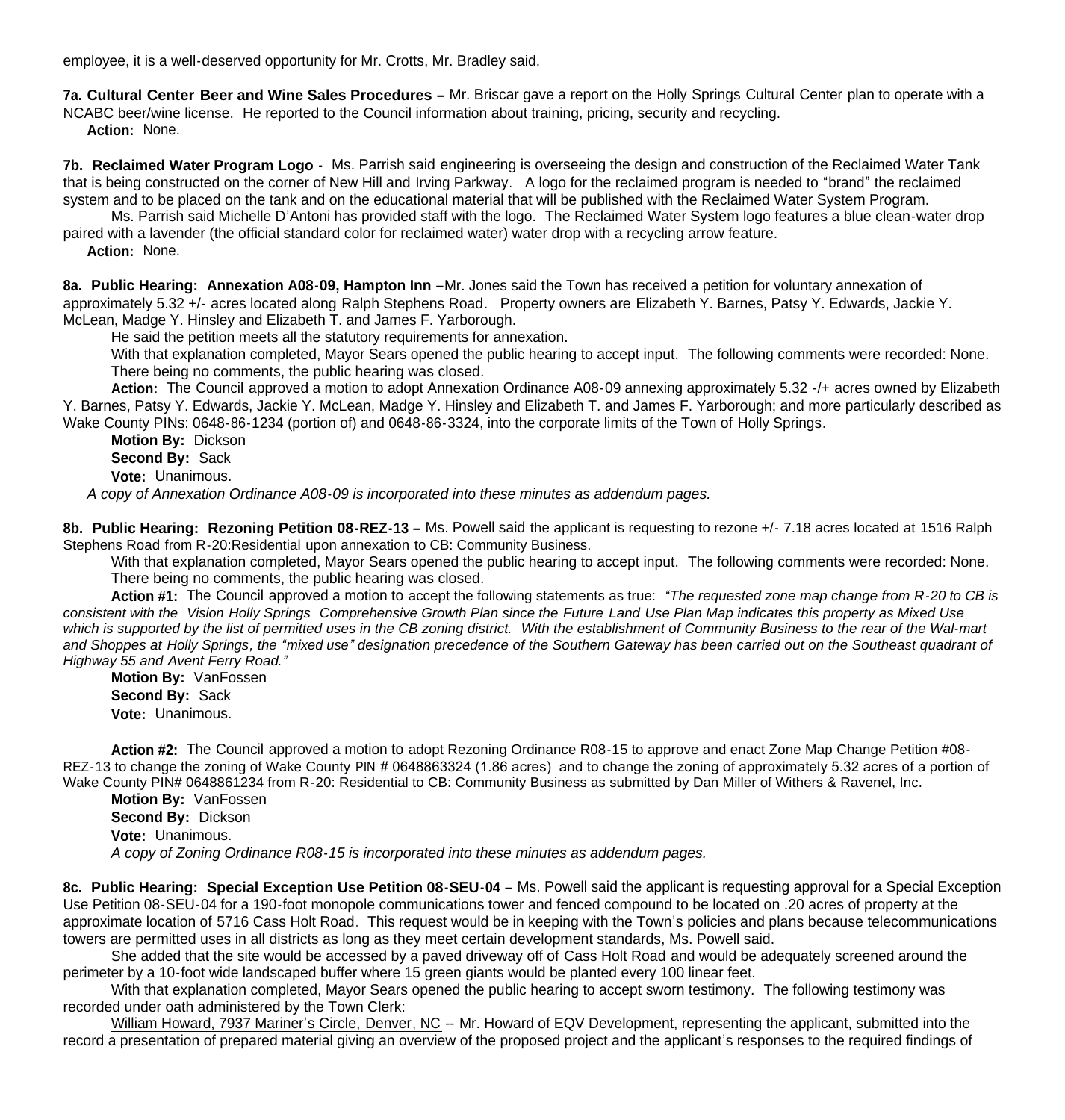employee, it is a well-deserved opportunity for Mr. Crotts, Mr. Bradley said.

**7a. Cultural Center Beer and Wine Sales Procedures –** Mr. Briscar gave a report on the Holly Springs Cultural Center plan to operate with a NCABC beer/wine license. He reported to the Council information about training, pricing, security and recycling.

**Action:** None.

**7b. Reclaimed Water Program Logo -** Ms. Parrish said engineering is overseeing the design and construction of the Reclaimed Water Tank that is being constructed on the corner of New Hill and Irving Parkway. A logo for the reclaimed program is needed to "brand" the reclaimed system and to be placed on the tank and on the educational material that will be published with the Reclaimed Water System Program.

Ms. Parrish said Michelle D'Antoni has provided staff with the logo. The Reclaimed Water System logo features a blue clean-water drop paired with a lavender (the official standard color for reclaimed water) water drop with a recycling arrow feature.

**Action:** None.

**8a. Public Hearing: Annexation A08-09, Hampton Inn –**Mr. Jones said the Town has received a petition for voluntary annexation of approximately 5.32 +/- acres located along Ralph Stephens Road. Property owners are Elizabeth Y. Barnes, Patsy Y. Edwards, Jackie Y. McLean, Madge Y. Hinsley and Elizabeth T. and James F. Yarborough.

He said the petition meets all the statutory requirements for annexation.

With that explanation completed, Mayor Sears opened the public hearing to accept input. The following comments were recorded: None.

There being no comments, the public hearing was closed.

**Action:** The Council approved a motion to adopt Annexation Ordinance A08-09 annexing approximately 5.32 -/+ acres owned by Elizabeth Y. Barnes, Patsy Y. Edwards, Jackie Y. McLean, Madge Y. Hinsley and Elizabeth T. and James F. Yarborough; and more particularly described as Wake County PINs: 0648-86-1234 (portion of) and 0648-86-3324, into the corporate limits of the Town of Holly Springs.

**Motion By:** Dickson
**Second By:** Sack
**Vote:** Unanimous.

*A copy of Annexation Ordinance A08-09 is incorporated into these minutes as addendum pages.*

**8b. Public Hearing: Rezoning Petition 08-REZ-13 –** Ms. Powell said the applicant is requesting to rezone +/- 7.18 acres located at 1516 Ralph Stephens Road from R-20:Residential upon annexation to CB: Community Business.

With that explanation completed, Mayor Sears opened the public hearing to accept input. The following comments were recorded: None.

There being no comments, the public hearing was closed.

**Action #1:** The Council approved a motion to accept the following statements as true: *"The requested zone map change from R-20 to CB is consistent with the Vision Holly Springs Comprehensive Growth Plan since the Future Land Use Plan Map indicates this property as Mixed Use which is supported by the list of permitted uses in the CB zoning district. With the establishment of Community Business to the rear of the Wal-mart and Shoppes at Holly Springs, the "mixed use" designation precedence of the Southern Gateway has been carried out on the Southeast quadrant of Highway 55 and Avent Ferry Road."*

**Motion By:** VanFossen
**Second By:** Sack
**Vote:** Unanimous.

**Action #2:** The Council approved a motion to adopt Rezoning Ordinance R08-15 to approve and enact Zone Map Change Petition #08-REZ-13 to change the zoning of Wake County PIN # 0648863324 (1.86 acres) and to change the zoning of approximately 5.32 acres of a portion of Wake County PIN# 0648861234 from R-20: Residential to CB: Community Business as submitted by Dan Miller of Withers & Ravenel, Inc.

**Motion By:** VanFossen
**Second By:** Dickson
**Vote:** Unanimous.

*A copy of Zoning Ordinance R08-15 is incorporated into these minutes as addendum pages.*

**8c. Public Hearing: Special Exception Use Petition 08-SEU-04 –** Ms. Powell said the applicant is requesting approval for a Special Exception Use Petition 08-SEU-04 for a 190-foot monopole communications tower and fenced compound to be located on .20 acres of property at the approximate location of 5716 Cass Holt Road. This request would be in keeping with the Town's policies and plans because telecommunications towers are permitted uses in all districts as long as they meet certain development standards, Ms. Powell said.

She added that the site would be accessed by a paved driveway off of Cass Holt Road and would be adequately screened around the perimeter by a 10-foot wide landscaped buffer where 15 green giants would be planted every 100 linear feet.

With that explanation completed, Mayor Sears opened the public hearing to accept sworn testimony. The following testimony was recorded under oath administered by the Town Clerk:

William Howard, 7937 Mariner's Circle, Denver, NC -- Mr. Howard of EQV Development, representing the applicant, submitted into the record a presentation of prepared material giving an overview of the proposed project and the applicant's responses to the required findings of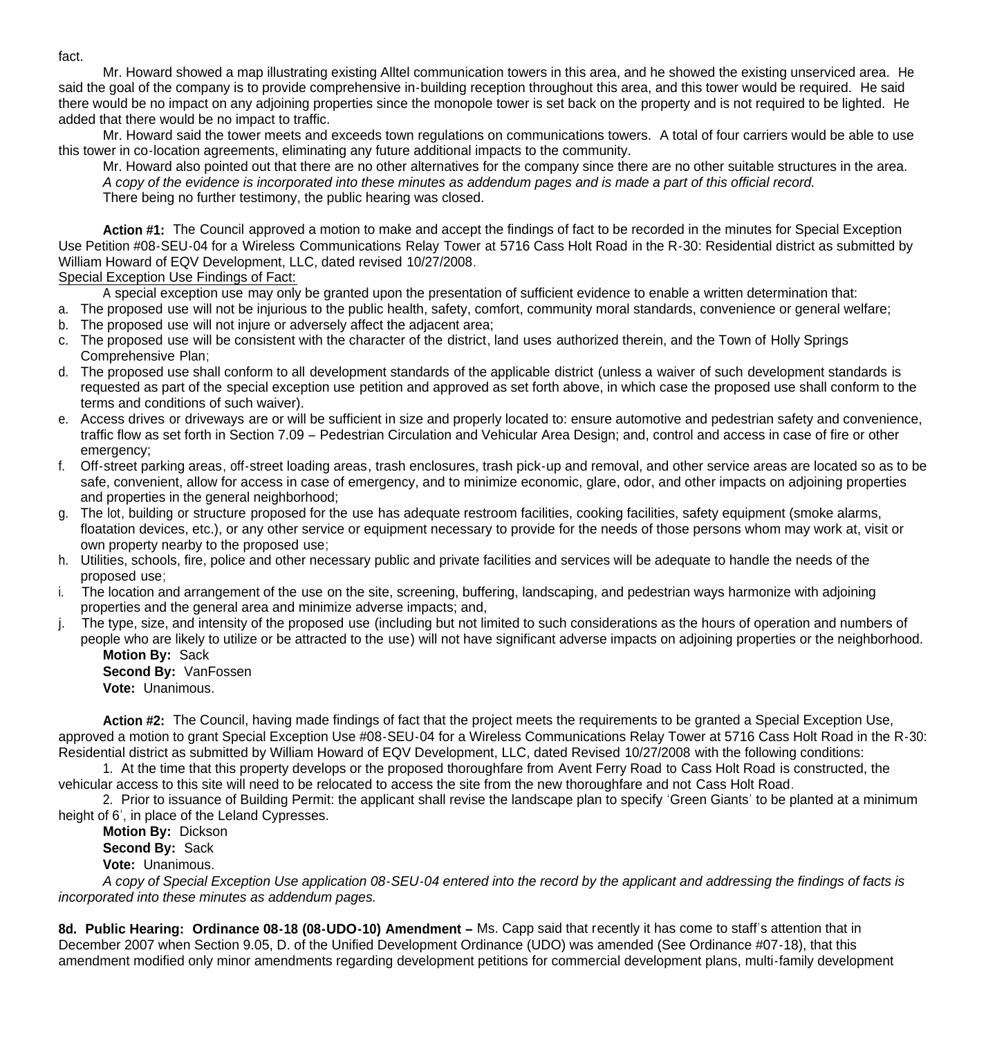fact.

Mr. Howard showed a map illustrating existing Alltel communication towers in this area, and he showed the existing unserviced area. He said the goal of the company is to provide comprehensive in-building reception throughout this area, and this tower would be required. He said there would be no impact on any adjoining properties since the monopole tower is set back on the property and is not required to be lighted. He added that there would be no impact to traffic.

Mr. Howard said the tower meets and exceeds town regulations on communications towers. A total of four carriers would be able to use this tower in co-location agreements, eliminating any future additional impacts to the community.

Mr. Howard also pointed out that there are no other alternatives for the company since there are no other suitable structures in the area.

*A copy of the evidence is incorporated into these minutes as addendum pages and is made a part of this official record.*

There being no further testimony, the public hearing was closed.

**Action #1:** The Council approved a motion to make and accept the findings of fact to be recorded in the minutes for Special Exception Use Petition #08-SEU-04 for a Wireless Communications Relay Tower at 5716 Cass Holt Road in the R-30: Residential district as submitted by William Howard of EQV Development, LLC, dated revised 10/27/2008.

Special Exception Use Findings of Fact:

A special exception use may only be granted upon the presentation of sufficient evidence to enable a written determination that:

a. The proposed use will not be injurious to the public health, safety, comfort, community moral standards, convenience or general welfare;
b. The proposed use will not injure or adversely affect the adjacent area;
c. The proposed use will be consistent with the character of the district, land uses authorized therein, and the Town of Holly Springs Comprehensive Plan;
d. The proposed use shall conform to all development standards of the applicable district (unless a waiver of such development standards is requested as part of the special exception use petition and approved as set forth above, in which case the proposed use shall conform to the terms and conditions of such waiver).
e. Access drives or driveways are or will be sufficient in size and properly located to: ensure automotive and pedestrian safety and convenience, traffic flow as set forth in Section 7.09 – Pedestrian Circulation and Vehicular Area Design; and, control and access in case of fire or other emergency;
f. Off-street parking areas, off-street loading areas, trash enclosures, trash pick-up and removal, and other service areas are located so as to be safe, convenient, allow for access in case of emergency, and to minimize economic, glare, odor, and other impacts on adjoining properties and properties in the general neighborhood;
g. The lot, building or structure proposed for the use has adequate restroom facilities, cooking facilities, safety equipment (smoke alarms, floatation devices, etc.), or any other service or equipment necessary to provide for the needs of those persons whom may work at, visit or own property nearby to the proposed use;
h. Utilities, schools, fire, police and other necessary public and private facilities and services will be adequate to handle the needs of the proposed use;
i. The location and arrangement of the use on the site, screening, buffering, landscaping, and pedestrian ways harmonize with adjoining properties and the general area and minimize adverse impacts; and,
j. The type, size, and intensity of the proposed use (including but not limited to such considerations as the hours of operation and numbers of people who are likely to utilize or be attracted to the use) will not have significant adverse impacts on adjoining properties or the neighborhood.

**Motion By:** Sack
**Second By:** VanFossen
**Vote:** Unanimous.

**Action #2:** The Council, having made findings of fact that the project meets the requirements to be granted a Special Exception Use, approved a motion to grant Special Exception Use #08-SEU-04 for a Wireless Communications Relay Tower at 5716 Cass Holt Road in the R-30: Residential district as submitted by William Howard of EQV Development, LLC, dated Revised 10/27/2008 with the following conditions:

1. At the time that this property develops or the proposed thoroughfare from Avent Ferry Road to Cass Holt Road is constructed, the vehicular access to this site will need to be relocated to access the site from the new thoroughfare and not Cass Holt Road.

2. Prior to issuance of Building Permit: the applicant shall revise the landscape plan to specify 'Green Giants' to be planted at a minimum height of 6', in place of the Leland Cypresses.

**Motion By:** Dickson
**Second By:** Sack
**Vote:** Unanimous.

*A copy of Special Exception Use application 08-SEU-04 entered into the record by the applicant and addressing the findings of facts is incorporated into these minutes as addendum pages.*

**8d. Public Hearing: Ordinance 08-18 (08-UDO-10) Amendment –** Ms. Capp said that recently it has come to staff's attention that in December 2007 when Section 9.05, D. of the Unified Development Ordinance (UDO) was amended (See Ordinance #07-18), that this amendment modified only minor amendments regarding development petitions for commercial development plans, multi-family development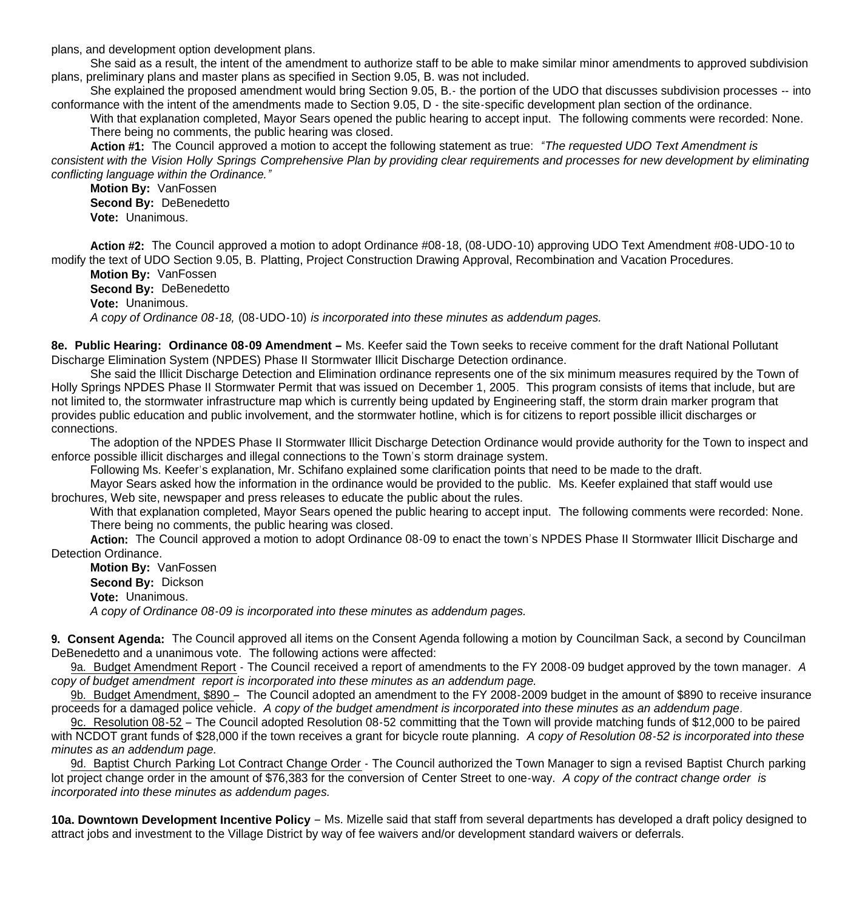plans, and development option development plans.

She said as a result, the intent of the amendment to authorize staff to be able to make similar minor amendments to approved subdivision plans, preliminary plans and master plans as specified in Section 9.05, B. was not included.

She explained the proposed amendment would bring Section 9.05, B.- the portion of the UDO that discusses subdivision processes -- into conformance with the intent of the amendments made to Section 9.05, D - the site-specific development plan section of the ordinance.

With that explanation completed, Mayor Sears opened the public hearing to accept input. The following comments were recorded: None. There being no comments, the public hearing was closed.

**Action #1:** The Council approved a motion to accept the following statement as true: *"The requested UDO Text Amendment is consistent with the Vision Holly Springs Comprehensive Plan by providing clear requirements and processes for new development by eliminating conflicting language within the Ordinance."*

**Motion By:** VanFossen
**Second By:** DeBenedetto
**Vote:** Unanimous.

**Action #2:** The Council approved a motion to adopt Ordinance #08-18, (08-UDO-10) approving UDO Text Amendment #08-UDO-10 to modify the text of UDO Section 9.05, B. Platting, Project Construction Drawing Approval, Recombination and Vacation Procedures.

**Motion By:** VanFossen
**Second By:** DeBenedetto
**Vote:** Unanimous.
*A copy of Ordinance 08-18,* (08-UDO-10) *is incorporated into these minutes as addendum pages.*

**8e. Public Hearing: Ordinance 08-09 Amendment –** Ms. Keefer said the Town seeks to receive comment for the draft National Pollutant Discharge Elimination System (NPDES) Phase II Stormwater Illicit Discharge Detection ordinance.

She said the Illicit Discharge Detection and Elimination ordinance represents one of the six minimum measures required by the Town of Holly Springs NPDES Phase II Stormwater Permit that was issued on December 1, 2005. This program consists of items that include, but are not limited to, the stormwater infrastructure map which is currently being updated by Engineering staff, the storm drain marker program that provides public education and public involvement, and the stormwater hotline, which is for citizens to report possible illicit discharges or connections.

The adoption of the NPDES Phase II Stormwater Illicit Discharge Detection Ordinance would provide authority for the Town to inspect and enforce possible illicit discharges and illegal connections to the Town's storm drainage system.

Following Ms. Keefer's explanation, Mr. Schifano explained some clarification points that need to be made to the draft.

Mayor Sears asked how the information in the ordinance would be provided to the public. Ms. Keefer explained that staff would use brochures, Web site, newspaper and press releases to educate the public about the rules.

With that explanation completed, Mayor Sears opened the public hearing to accept input. The following comments were recorded: None. There being no comments, the public hearing was closed.

**Action:** The Council approved a motion to adopt Ordinance 08-09 to enact the town's NPDES Phase II Stormwater Illicit Discharge and Detection Ordinance.

**Motion By:** VanFossen
**Second By:** Dickson
**Vote:** Unanimous.
*A copy of Ordinance 08-09 is incorporated into these minutes as addendum pages.*

**9. Consent Agenda:** The Council approved all items on the Consent Agenda following a motion by Councilman Sack, a second by Councilman DeBenedetto and a unanimous vote. The following actions were affected:

9a. Budget Amendment Report - The Council received a report of amendments to the FY 2008-09 budget approved by the town manager. *A copy of budget amendment report is incorporated into these minutes as an addendum page.*

9b. Budget Amendment, $890 – The Council adopted an amendment to the FY 2008-2009 budget in the amount of $890 to receive insurance proceeds for a damaged police vehicle. *A copy of the budget amendment is incorporated into these minutes as an addendum page*.

9c. Resolution 08-52 – The Council adopted Resolution 08-52 committing that the Town will provide matching funds of $12,000 to be paired with NCDOT grant funds of $28,000 if the town receives a grant for bicycle route planning. *A copy of Resolution 08-52 is incorporated into these minutes as an addendum page.*

9d. Baptist Church Parking Lot Contract Change Order - The Council authorized the Town Manager to sign a revised Baptist Church parking lot project change order in the amount of $76,383 for the conversion of Center Street to one-way. *A copy of the contract change order is incorporated into these minutes as addendum pages.*

**10a. Downtown Development Incentive Policy** – Ms. Mizelle said that staff from several departments has developed a draft policy designed to attract jobs and investment to the Village District by way of fee waivers and/or development standard waivers or deferrals.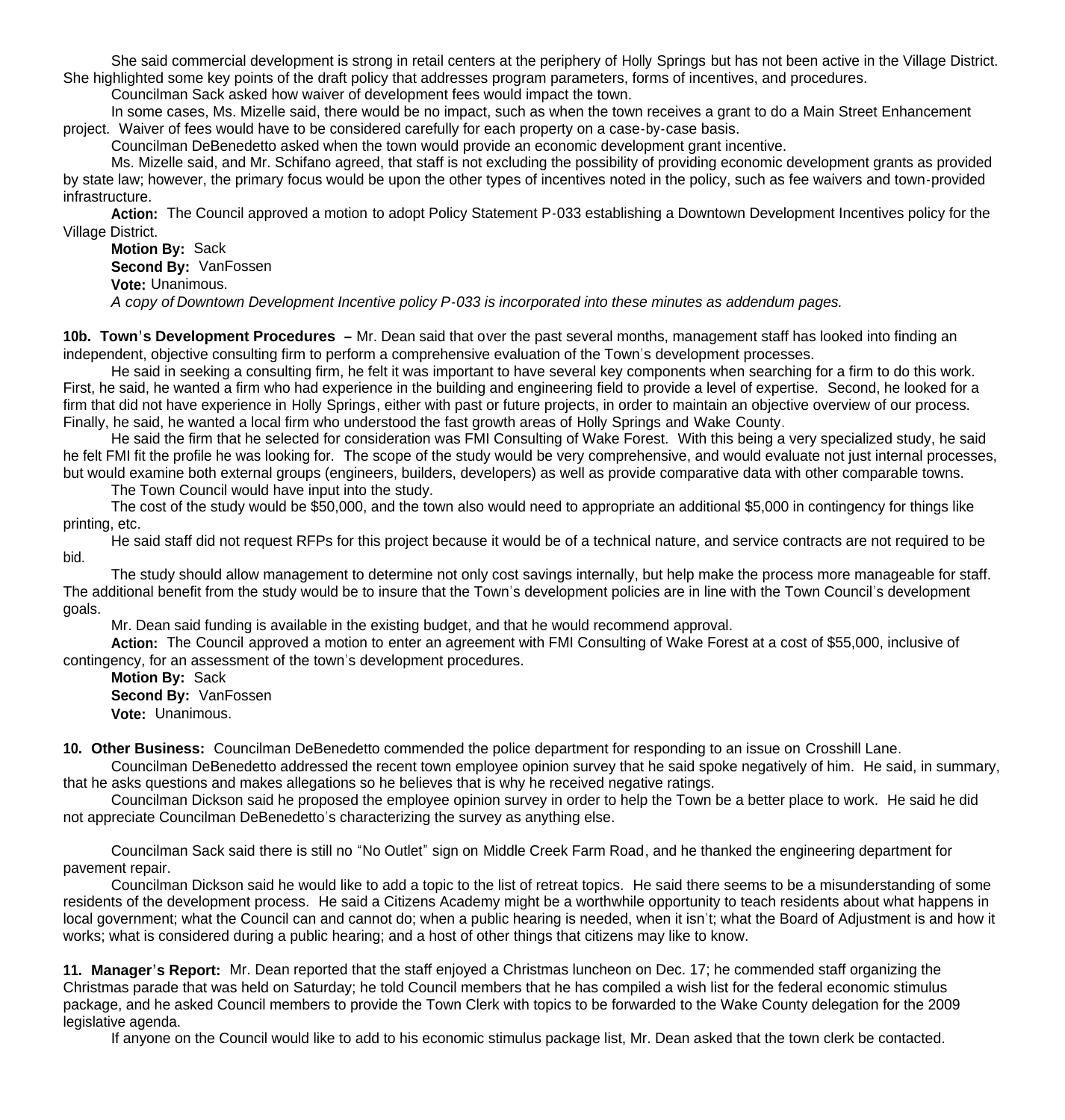She said commercial development is strong in retail centers at the periphery of Holly Springs but has not been active in the Village District. She highlighted some key points of the draft policy that addresses program parameters, forms of incentives, and procedures.

Councilman Sack asked how waiver of development fees would impact the town.

In some cases, Ms. Mizelle said, there would be no impact, such as when the town receives a grant to do a Main Street Enhancement project. Waiver of fees would have to be considered carefully for each property on a case-by-case basis.

Councilman DeBenedetto asked when the town would provide an economic development grant incentive.

Ms. Mizelle said, and Mr. Schifano agreed, that staff is not excluding the possibility of providing economic development grants as provided by state law; however, the primary focus would be upon the other types of incentives noted in the policy, such as fee waivers and town-provided infrastructure.

**Action:** The Council approved a motion to adopt Policy Statement P-033 establishing a Downtown Development Incentives policy for the Village District.

**Motion By:** Sack
**Second By:** VanFossen
**Vote:** Unanimous.

*A copy of Downtown Development Incentive policy P-033 is incorporated into these minutes as addendum pages.*

**10b. Town's Development Procedures –** Mr. Dean said that over the past several months, management staff has looked into finding an independent, objective consulting firm to perform a comprehensive evaluation of the Town's development processes.

He said in seeking a consulting firm, he felt it was important to have several key components when searching for a firm to do this work. First, he said, he wanted a firm who had experience in the building and engineering field to provide a level of expertise. Second, he looked for a firm that did not have experience in Holly Springs, either with past or future projects, in order to maintain an objective overview of our process. Finally, he said, he wanted a local firm who understood the fast growth areas of Holly Springs and Wake County.

He said the firm that he selected for consideration was FMI Consulting of Wake Forest. With this being a very specialized study, he said he felt FMI fit the profile he was looking for. The scope of the study would be very comprehensive, and would evaluate not just internal processes, but would examine both external groups (engineers, builders, developers) as well as provide comparative data with other comparable towns.

The Town Council would have input into the study.

The cost of the study would be $50,000, and the town also would need to appropriate an additional $5,000 in contingency for things like printing, etc.

He said staff did not request RFPs for this project because it would be of a technical nature, and service contracts are not required to be bid.

The study should allow management to determine not only cost savings internally, but help make the process more manageable for staff. The additional benefit from the study would be to insure that the Town's development policies are in line with the Town Council's development goals.

Mr. Dean said funding is available in the existing budget, and that he would recommend approval.

**Action:** The Council approved a motion to enter an agreement with FMI Consulting of Wake Forest at a cost of $55,000, inclusive of contingency, for an assessment of the town's development procedures.

**Motion By:** Sack
**Second By:** VanFossen
**Vote:** Unanimous.

**10. Other Business:** Councilman DeBenedetto commended the police department for responding to an issue on Crosshill Lane.

Councilman DeBenedetto addressed the recent town employee opinion survey that he said spoke negatively of him. He said, in summary, that he asks questions and makes allegations so he believes that is why he received negative ratings.

Councilman Dickson said he proposed the employee opinion survey in order to help the Town be a better place to work. He said he did not appreciate Councilman DeBenedetto's characterizing the survey as anything else.

Councilman Sack said there is still no "No Outlet" sign on Middle Creek Farm Road, and he thanked the engineering department for pavement repair.

Councilman Dickson said he would like to add a topic to the list of retreat topics. He said there seems to be a misunderstanding of some residents of the development process. He said a Citizens Academy might be a worthwhile opportunity to teach residents about what happens in local government; what the Council can and cannot do; when a public hearing is needed, when it isn't; what the Board of Adjustment is and how it works; what is considered during a public hearing; and a host of other things that citizens may like to know.

**11. Manager's Report:** Mr. Dean reported that the staff enjoyed a Christmas luncheon on Dec. 17; he commended staff organizing the Christmas parade that was held on Saturday; he told Council members that he has compiled a wish list for the federal economic stimulus package, and he asked Council members to provide the Town Clerk with topics to be forwarded to the Wake County delegation for the 2009 legislative agenda.

If anyone on the Council would like to add to his economic stimulus package list, Mr. Dean asked that the town clerk be contacted.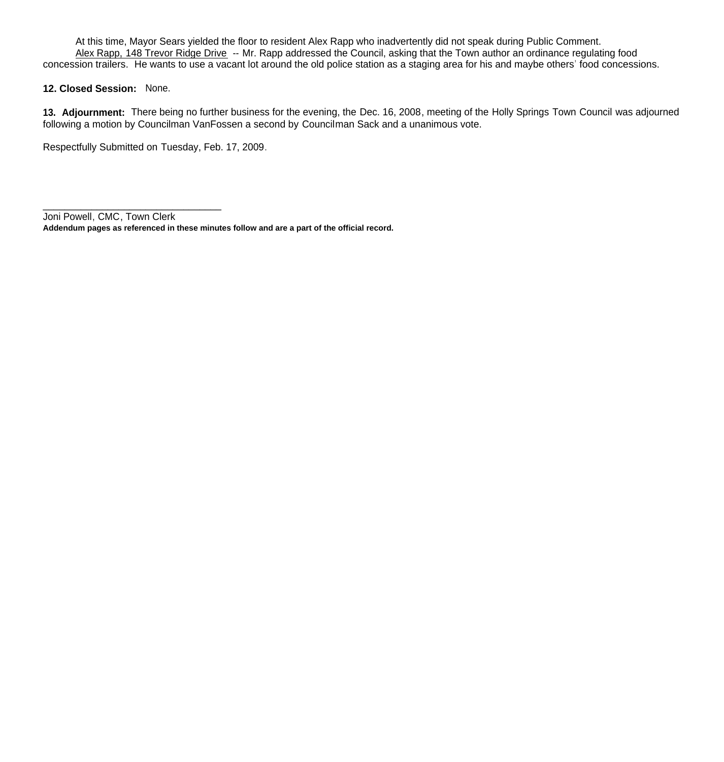At this time, Mayor Sears yielded the floor to resident Alex Rapp who inadvertently did not speak during Public Comment.

Alex Rapp, 148 Trevor Ridge Drive -- Mr. Rapp addressed the Council, asking that the Town author an ordinance regulating food concession trailers. He wants to use a vacant lot around the old police station as a staging area for his and maybe others' food concessions.

**12. Closed Session:** None.

**13. Adjournment:** There being no further business for the evening, the Dec. 16, 2008, meeting of the Holly Springs Town Council was adjourned following a motion by Councilman VanFossen a second by Councilman Sack and a unanimous vote.

Respectfully Submitted on Tuesday, Feb. 17, 2009.

_________________________________

Joni Powell, CMC, Town Clerk

**Addendum pages as referenced in these minutes follow and are a part of the official record.**